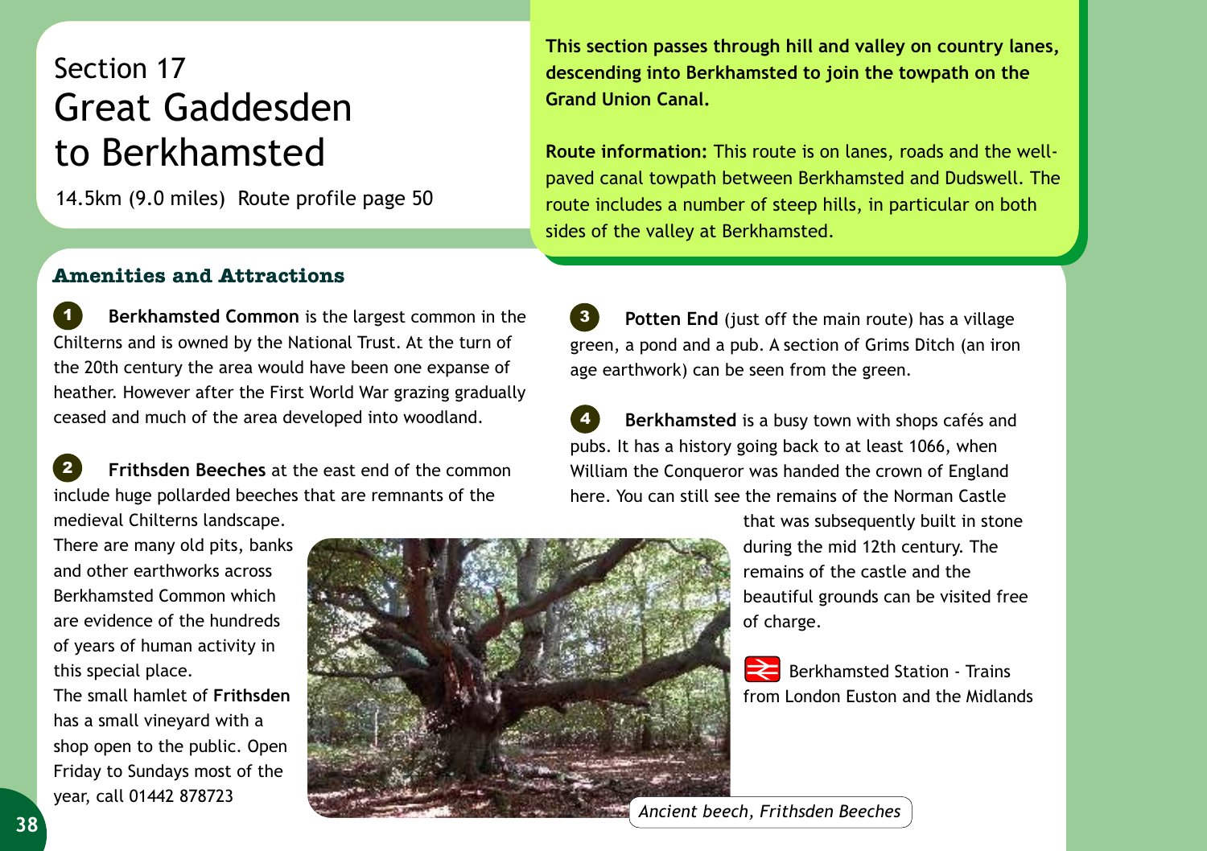# Section 17
# Great Gaddesden to Berkhamsted

14.5km (9.0 miles) Route profile page 50

**This section passes through hill and valley on country lanes, descending into Berkhamsted to join the towpath on the Grand Union Canal.**

**Route information:** This route is on lanes, roads and the well-paved canal towpath between Berkhamsted and Dudswell. The route includes a number of steep hills, in particular on both sides of the valley at Berkhamsted.

## Amenities and Attractions

**1** **Berkhamsted Common** is the largest common in the Chilterns and is owned by the National Trust. At the turn of the 20th century the area would have been one expanse of heather. However after the First World War grazing gradually ceased and much of the area developed into woodland.

**2** **Frithsden Beeches** at the east end of the common include huge pollarded beeches that are remnants of the medieval Chilterns landscape.

There are many old pits, banks and other earthworks across Berkhamsted Common which are evidence of the hundreds of years of human activity in this special place.

The small hamlet of **Frithsden** has a small vineyard with a shop open to the public. Open Friday to Sundays most of the year, call 01442 878723

*Ancient beech, Frithsden Beeches*

**3** **Potten End** (just off the main route) has a village green, a pond and a pub. A section of Grims Ditch (an iron age earthwork) can be seen from the green.

**4** **Berkhamsted** is a busy town with shops cafés and pubs. It has a history going back to at least 1066, when William the Conqueror was handed the crown of England here. You can still see the remains of the Norman Castle that was subsequently built in stone during the mid 12th century. The remains of the castle and the beautiful grounds can be visited free of charge.

Berkhamsted Station - Trains from London Euston and the Midlands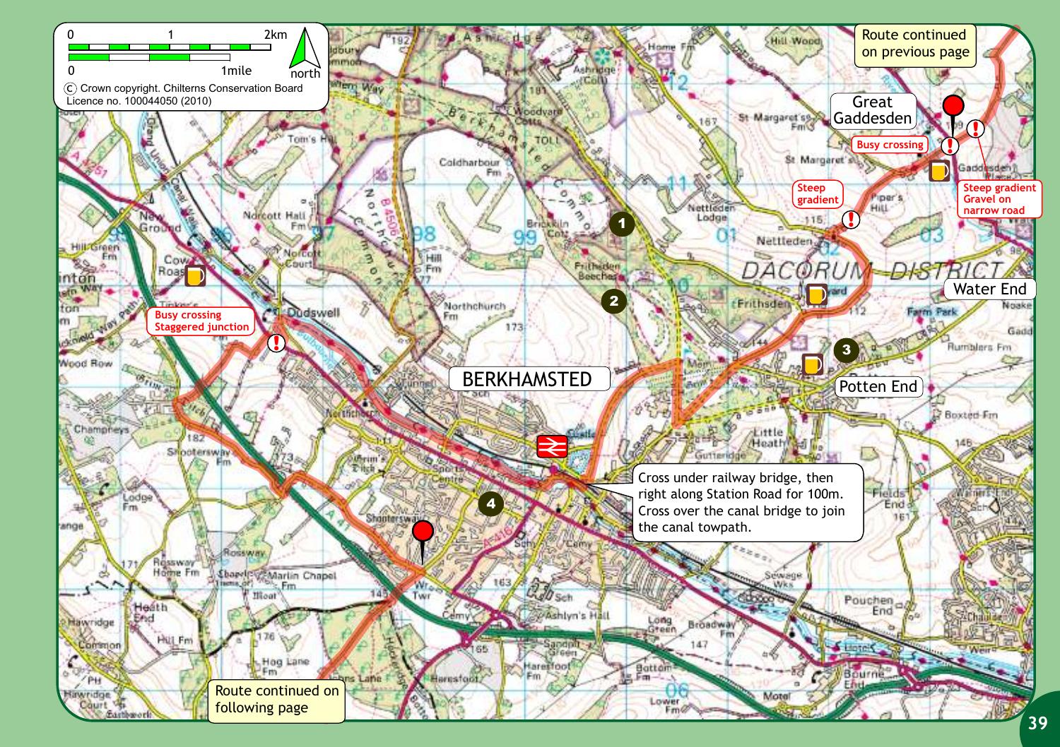0 1 2km

0 1mile

north

© Crown copyright. Chilterns Conservation Board Licence no. 100044050 (2010)

Route continued on previous page

Great Gaddesden

Busy crossing

Steep gradient

Steep gradient Gravel on narrow road

DACORUM DISTRICT

Water End

Potten End

BERKHAMSTED

Busy crossing Staggered junction

Cross under railway bridge, then right along Station Road for 100m. Cross over the canal bridge to join the canal towpath.

Route continued on following page